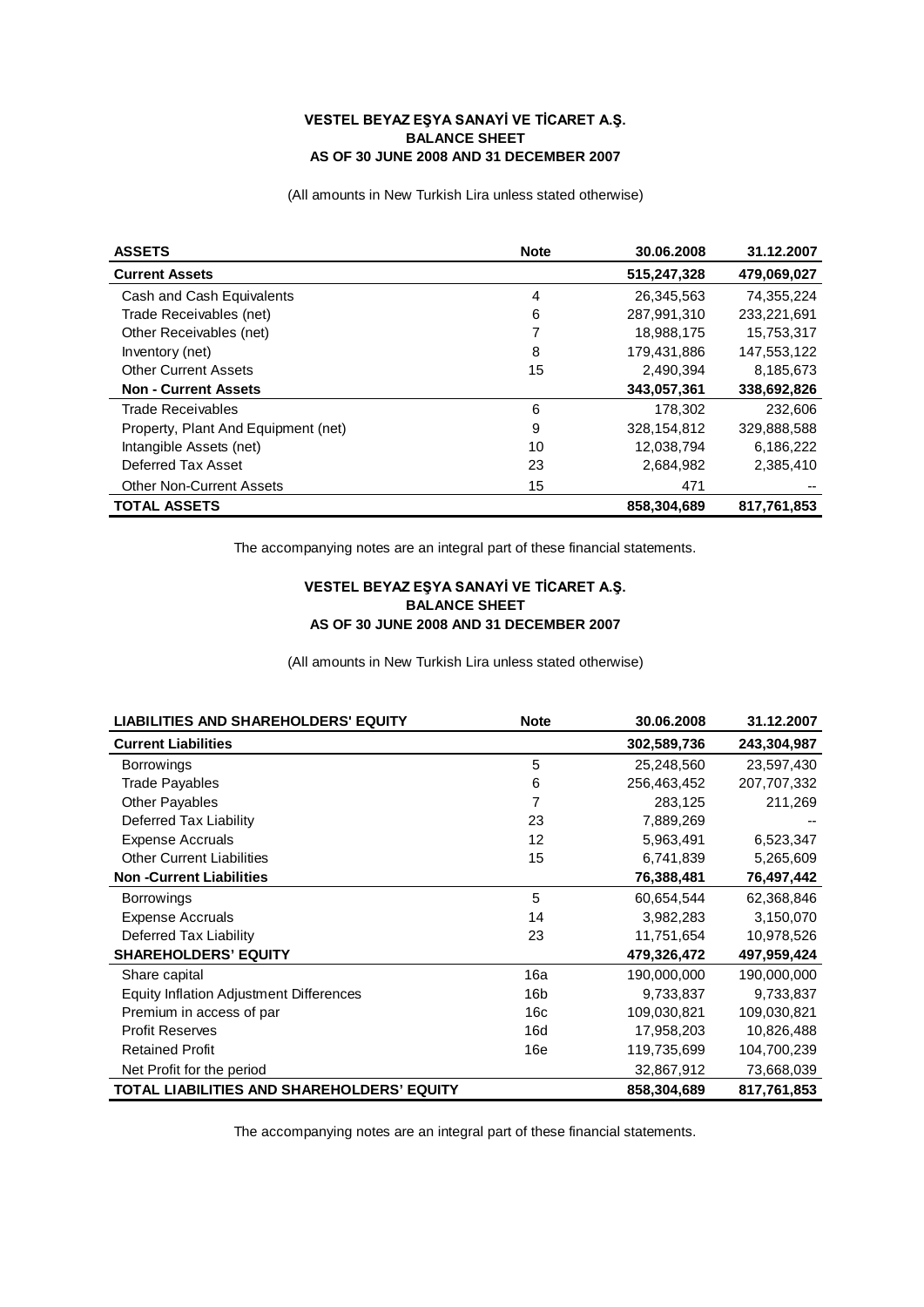**VESTEL BEYAZ EŞYA SANAYİ VE TİCARET A.Ş.**
**BALANCE SHEET**
**AS OF 30 JUNE 2008 AND 31 DECEMBER 2007**

(All amounts in New Turkish Lira unless stated otherwise)

| ASSETS | Note | 30.06.2008 | 31.12.2007 |
|---|---|---|---|
| **Current Assets** | | **515,247,328** | **479,069,027** |
| Cash and Cash Equivalents | 4 | 26,345,563 | 74,355,224 |
| Trade Receivables (net) | 6 | 287,991,310 | 233,221,691 |
| Other Receivables (net) | 7 | 18,988,175 | 15,753,317 |
| Inventory (net) | 8 | 179,431,886 | 147,553,122 |
| Other Current Assets | 15 | 2,490,394 | 8,185,673 |
| **Non - Current Assets** | | **343,057,361** | **338,692,826** |
| Trade Receivables | 6 | 178,302 | 232,606 |
| Property, Plant And Equipment (net) | 9 | 328,154,812 | 329,888,588 |
| Intangible Assets (net) | 10 | 12,038,794 | 6,186,222 |
| Deferred Tax Asset | 23 | 2,684,982 | 2,385,410 |
| Other Non-Current Assets | 15 | 471 | -- |
| **TOTAL ASSETS** | | **858,304,689** | **817,761,853** |

The accompanying notes are an integral part of these financial statements.

**VESTEL BEYAZ EŞYA SANAYİ VE TİCARET A.Ş.**
**BALANCE SHEET**
**AS OF 30 JUNE 2008 AND 31 DECEMBER 2007**

(All amounts in New Turkish Lira unless stated otherwise)

| LIABILITIES AND SHAREHOLDERS' EQUITY | Note | 30.06.2008 | 31.12.2007 |
|---|---|---|---|
| **Current Liabilities** | | **302,589,736** | **243,304,987** |
| Borrowings | 5 | 25,248,560 | 23,597,430 |
| Trade Payables | 6 | 256,463,452 | 207,707,332 |
| Other Payables | 7 | 283,125 | 211,269 |
| Deferred Tax Liability | 23 | 7,889,269 | -- |
| Expense Accruals | 12 | 5,963,491 | 6,523,347 |
| Other Current Liabilities | 15 | 6,741,839 | 5,265,609 |
| **Non -Current Liabilities** | | **76,388,481** | **76,497,442** |
| Borrowings | 5 | 60,654,544 | 62,368,846 |
| Expense Accruals | 14 | 3,982,283 | 3,150,070 |
| Deferred Tax Liability | 23 | 11,751,654 | 10,978,526 |
| **SHAREHOLDERS' EQUITY** | | **479,326,472** | **497,959,424** |
| Share capital | 16a | 190,000,000 | 190,000,000 |
| Equity Inflation Adjustment Differences | 16b | 9,733,837 | 9,733,837 |
| Premium in access of par | 16c | 109,030,821 | 109,030,821 |
| Profit Reserves | 16d | 17,958,203 | 10,826,488 |
| Retained Profit | 16e | 119,735,699 | 104,700,239 |
| Net Profit for the period | | 32,867,912 | 73,668,039 |
| **TOTAL LIABILITIES AND SHAREHOLDERS' EQUITY** | | **858,304,689** | **817,761,853** |

The accompanying notes are an integral part of these financial statements.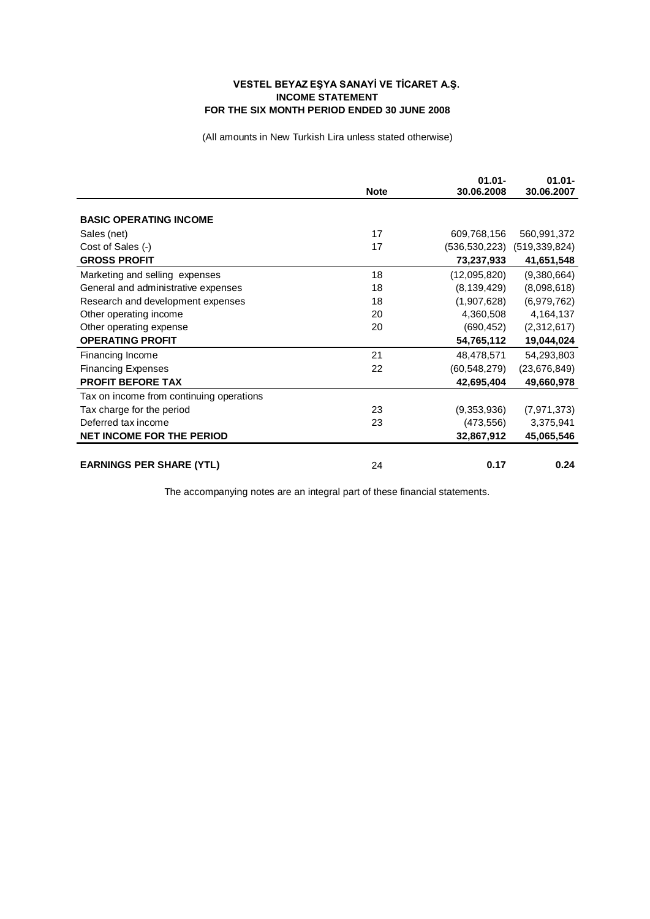**VESTEL BEYAZ EŞYA SANAYİ VE TİCARET A.Ş.**
**INCOME STATEMENT**
**FOR THE SIX MONTH PERIOD ENDED 30 JUNE 2008**

(All amounts in New Turkish Lira unless stated otherwise)

| | Note | 01.01-30.06.2008 | 01.01-30.06.2007 |
|---|---|---|---|
| **BASIC OPERATING INCOME** | | | |
| Sales (net) | 17 | 609,768,156 | 560,991,372 |
| Cost of Sales (-) | 17 | (536,530,223) | (519,339,824) |
| **GROSS PROFIT** | | **73,237,933** | **41,651,548** |
| Marketing and selling expenses | 18 | (12,095,820) | (9,380,664) |
| General and administrative expenses | 18 | (8,139,429) | (8,098,618) |
| Research and development expenses | 18 | (1,907,628) | (6,979,762) |
| Other operating income | 20 | 4,360,508 | 4,164,137 |
| Other operating expense | 20 | (690,452) | (2,312,617) |
| **OPERATING PROFIT** | | **54,765,112** | **19,044,024** |
| Financing Income | 21 | 48,478,571 | 54,293,803 |
| Financing Expenses | 22 | (60,548,279) | (23,676,849) |
| **PROFIT BEFORE TAX** | | **42,695,404** | **49,660,978** |
| Tax on income from continuing operations | | | |
| Tax charge for the period | 23 | (9,353,936) | (7,971,373) |
| Deferred tax income | 23 | (473,556) | 3,375,941 |
| **NET INCOME FOR THE PERIOD** | | **32,867,912** | **45,065,546** |
| | | | |
| **EARNINGS PER SHARE (YTL)** | 24 | **0.17** | **0.24** |

The accompanying notes are an integral part of these financial statements.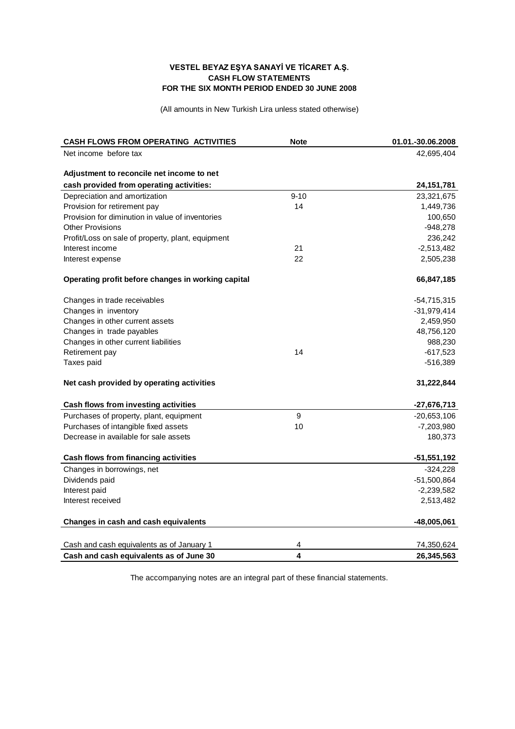**VESTEL BEYAZ EŞYA SANAYİ VE TİCARET A.Ş.**
**CASH FLOW STATEMENTS**
**FOR THE SIX MONTH PERIOD ENDED 30 JUNE 2008**

(All amounts in New Turkish Lira unless stated otherwise)

| **CASH FLOWS FROM OPERATING ACTIVITIES** | **Note** | **01.01.-30.06.2008** |
|---|---|---|
| Net income before tax | | 42,695,404 |
| | | |
| **Adjustment to reconcile net income to net cash provided from operating activities:** | | **24,151,781** |
| Depreciation and amortization | 9-10 | 23,321,675 |
| Provision for retirement pay | 14 | 1,449,736 |
| Provision for diminution in value of inventories | | 100,650 |
| Other Provisions | | -948,278 |
| Profit/Loss on sale of property, plant, equipment | | 236,242 |
| Interest income | 21 | -2,513,482 |
| Interest expense | 22 | 2,505,238 |
| | | |
| **Operating profit before changes in working capital** | | **66,847,185** |
| | | |
| Changes in trade receivables | | -54,715,315 |
| Changes in inventory | | -31,979,414 |
| Changes in other current assets | | 2,459,950 |
| Changes in trade payables | | 48,756,120 |
| Changes in other current liabilities | | 988,230 |
| Retirement pay | 14 | -617,523 |
| Taxes paid | | -516,389 |
| | | |
| **Net cash provided by operating activities** | | **31,222,844** |
| | | |
| **Cash flows from investing activities** | | **-27,676,713** |
| Purchases of property, plant, equipment | 9 | -20,653,106 |
| Purchases of intangible fixed assets | 10 | -7,203,980 |
| Decrease in available for sale assets | | 180,373 |
| | | |
| **Cash flows from financing activities** | | **-51,551,192** |
| Changes in borrowings, net | | -324,228 |
| Dividends paid | | -51,500,864 |
| Interest paid | | -2,239,582 |
| Interest received | | 2,513,482 |
| | | |
| **Changes in cash and cash equivalents** | | **-48,005,061** |
| | | |
| Cash and cash equivalents as of January 1 | 4 | 74,350,624 |
| **Cash and cash equivalents as of June 30** | **4** | **26,345,563** |

The accompanying notes are an integral part of these financial statements.